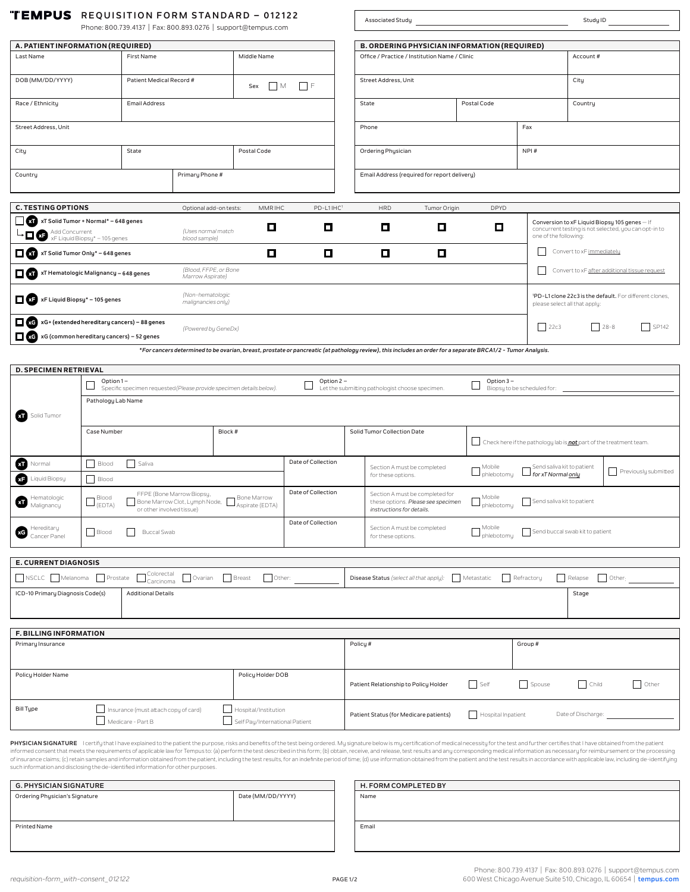# TEMPUS REQUISITION FORM STANDARD – 012122

Phone: 800.739.4137 | Fax: 800.893.0276 | support@tempus.com

| Associated Study | Study ID |
|---|---|
| | |

## A. PATIENT INFORMATION (REQUIRED)

| Last Name | First Name | Middle Name |
|---|---|---|
| DOB (MM/DD/YYYY) | Patient Medical Record # | Sex ☐ M ☐ F |
| Race / Ethnicity | Email Address | |
| Street Address, Unit | | |
| City | State | Postal Code |
| Country | Primary Phone # | |

## B. ORDERING PHYSICIAN INFORMATION (REQUIRED)

| Office / Practice / Institution Name / Clinic | | Account # |
|---|---|---|
| Street Address, Unit | | City |
| State | Postal Code | Country |
| Phone | | Fax |
| Ordering Physician | | NPI # |
| Email Address (required for report delivery) | | |

## C. TESTING OPTIONS

| Test | | Optional add-on tests: MMR IHC | PD-L1 IHC[1] | HRD | Tumor Origin | DPYD |
|---|---|---|---|---|---|---|
| ☐ xT Solid Tumor + Normal* – 648 genes | | ☐ | ☐ | ☐ | ☐ | ☐ |
| ↳ ☐ xF Add Concurrent xF Liquid Biopsy* – 105 genes | *(Uses normal match blood sample)* | | | | | |
| ☐ xT Solid Tumor Only* – 648 genes | | ☐ | ☐ | ☐ | ☐ | |
| ☐ xT Hematologic Malignancy – 648 genes | *(Blood, FFPE, or Bone Marrow Aspirate)* | | | | | |
| ☐ xF Liquid Biopsy* – 105 genes | *(Non-hematologic malignancies only)* | | | | | |
| ☐ xG xG+ (extended hereditary cancers) – 88 genes | *(Powered by GeneDx)* | | | | | |
| ☐ xG xG (common hereditary cancers) – 52 genes | | | | | | |

**Conversion to xF Liquid Biopsy 105 genes** — If concurrent testing is not selected, you can opt-in to one of the following:

- ☐ Convert to xF immediately
- ☐ Convert to xF after additional tissue request

[1]**PD-L1 clone 22c3 is the default.** For different clones, please select all that apply:

☐ 22c3 ☐ 28-8 ☐ SP142

*\*For cancers determined to be ovarian, breast, prostate or pancreatic (at pathology review), this includes an order for a separate BRCA1/2 - Tumor Analysis.*

## D. SPECIMEN RETRIEVAL

**xT Solid Tumor**

- ☐ Option 1 – Specific specimen requested *(Please provide specimen details below).*
- ☐ Option 2 – Let the submitting pathologist choose specimen.
- ☐ Option 3 – Biopsy to be scheduled for: ____________

| Pathology Lab Name | | | |
|---|---|---|---|
| Case Number | Block # | Solid Tumor Collection Date | ☐ Check here if the pathology lab is ***not*** part of the treatment team. |

| Test | Specimen | Date of Collection | | | | |
|---|---|---|---|---|---|---|
| xT Normal | ☐ Blood ☐ Saliva | | Section A must be completed for these options. | ☐ Mobile phlebotomy | ☐ Send saliva kit to patient *for xT Normal only* | ☐ Previously submitted |
| xF Liquid Biopsy | ☐ Blood | | | | | |
| xT Hematologic Malignancy | ☐ Blood (EDTA) ☐ FFPE (Bone Marrow Biopsy, Bone Marrow Clot, Lymph Node, or other involved tissue) ☐ Bone Marrow Aspirate (EDTA) | | Section A must be completed for these options. *Please see specimen instructions for details.* | ☐ Mobile phlebotomy | ☐ Send saliva kit to patient | |
| xG Hereditary Cancer Panel | ☐ Blood ☐ Buccal Swab | | Section A must be completed for these options. | ☐ Mobile phlebotomy | ☐ Send buccal swab kit to patient | |

## E. CURRENT DIAGNOSIS

☐ NSCLC ☐ Melanoma ☐ Prostate ☐ Colorectal Carcinoma ☐ Ovarian ☐ Breast ☐ Other: ____________

**Disease Status** *(select all that apply):* ☐ Metastatic ☐ Refractory ☐ Relapse ☐ Other: ____________

| ICD-10 Primary Diagnosis Code(s) | Additional Details | Stage |
|---|---|---|
| | | |

## F. BILLING INFORMATION

| Primary Insurance | | Policy # | Group # |
|---|---|---|---|
| Policy Holder Name | Policy Holder DOB | Patient Relationship to Policy Holder ☐ Self ☐ Spouse ☐ Child ☐ Other | |
| Bill Type ☐ Insurance (must attach copy of card) ☐ Medicare - Part B | ☐ Hospital/Institution ☐ Self Pay/International Patient | Patient Status (for Medicare patients) ☐ Hospital Inpatient | Date of Discharge: ____________ |

**PHYSICIAN SIGNATURE** I certify that I have explained to the patient the purpose, risks and benefits of the test being ordered. My signature below is my certification of medical necessity for the test and further certifies that I have obtained from the patient informed consent that meets the requirements of applicable law for Tempus to: (a) perform the test described in this form; (b) obtain, receive, and release, test results and any corresponding medical information as necessary for reimbursement or the processing of insurance claims; (c) retain samples and information obtained from the patient, including the test results, for an indefinite period of time; (d) use information obtained from the patient and the test results in accordance with applicable law, including de-identifying such information and disclosing the de-identified information for other purposes.

## G. PHYSICIAN SIGNATURE

| Ordering Physician's Signature | Date (MM/DD/YYYY) |
|---|---|
| Printed Name | |

## H. FORM COMPLETED BY

| Name |
|---|
| Email |

*requisition-form_with-consent_012122*

Phone: 800.739.4137 | Fax: 800.893.0276 | support@tempus.com
600 West Chicago Avenue Suite 510, Chicago, IL 60654 | **tempus.com**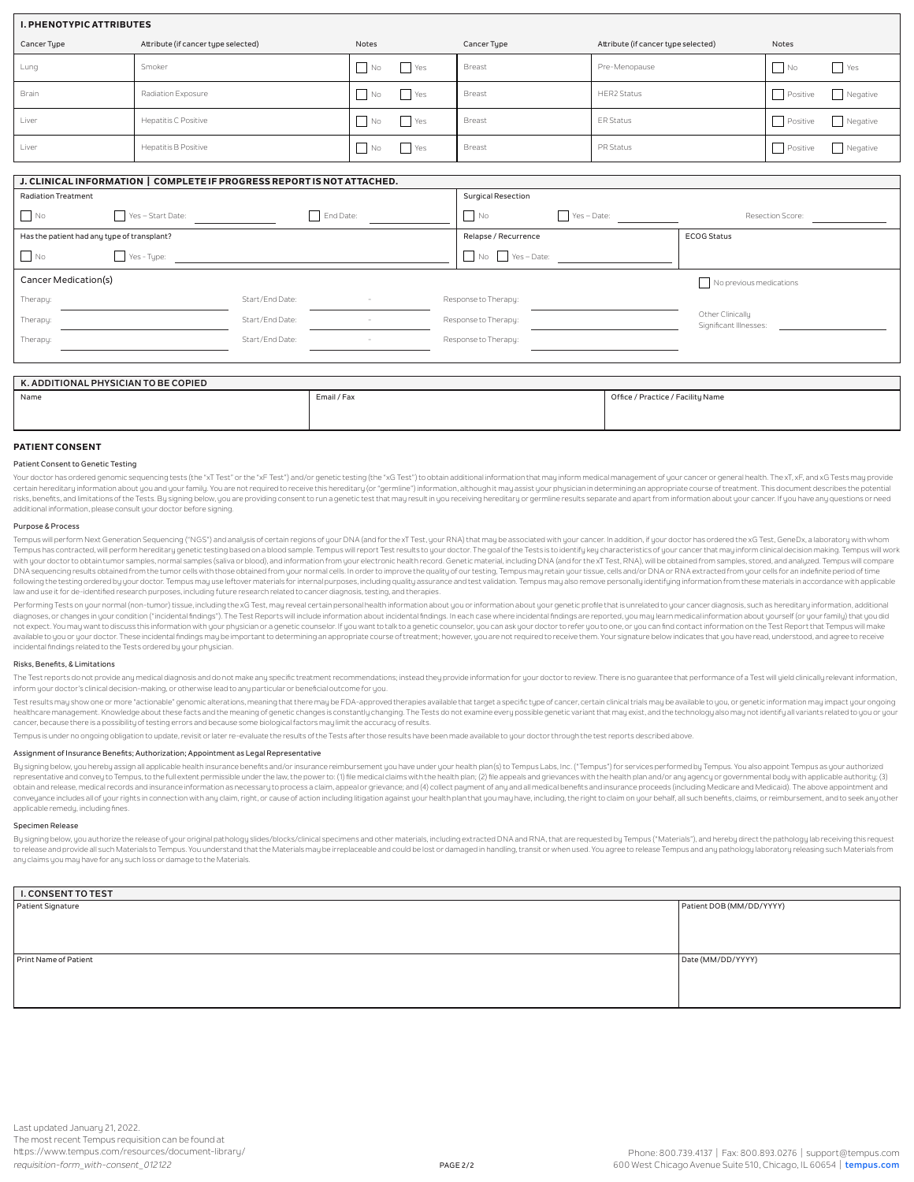## I. PHENOTYPIC ATTRIBUTES

| Cancer Type | Attribute (if cancer type selected) | Notes | Cancer Type | Attribute (if cancer type selected) | Notes |
|---|---|---|---|---|---|
| Lung | Smoker | ☐ No ☐ Yes | Breast | Pre-Menopause | ☐ No ☐ Yes |
| Brain | Radiation Exposure | ☐ No ☐ Yes | Breast | HER2 Status | ☐ Positive ☐ Negative |
| Liver | Hepatitis C Positive | ☐ No ☐ Yes | Breast | ER Status | ☐ Positive ☐ Negative |
| Liver | Hepatitis B Positive | ☐ No ☐ Yes | Breast | PR Status | ☐ Positive ☐ Negative |

## J. CLINICAL INFORMATION | COMPLETE IF PROGRESS REPORT IS NOT ATTACHED.

Radiation Treatment

☐ No ☐ Yes – Start Date: ________ ☐ End Date: ________

Surgical Resection

☐ No ☐ Yes – Date: ________ Resection Score: ________

Has the patient had any type of transplant?

☐ No ☐ Yes - Type: ________

Relapse / Recurrence

☐ No ☐ Yes – Date: ________

ECOG Status

Cancer Medication(s) ☐ No previous medications

Therapy: ________ Start/End Date: ____ - ____ Response to Therapy: ________

Therapy: ________ Start/End Date: ____ - ____ Response to Therapy: ________

Therapy: ________ Start/End Date: ____ - ____ Response to Therapy: ________

Other Clinically Significant Illnesses: ________

## K. ADDITIONAL PHYSICIAN TO BE COPIED

| Name | Email / Fax | Office / Practice / Facility Name |
|---|---|---|
| | | |

## PATIENT CONSENT

### Patient Consent to Genetic Testing

Your doctor has ordered genomic sequencing tests (the "xT Test" or the "xF Test") and/or genetic testing (the "xG Test") to obtain additional information that may inform medical management of your cancer or general health. The xT, xF, and xG Tests may provide certain hereditary information about you and your family. You are not required to receive this hereditary (or "germline") information, although it may assist your physician in determining an appropriate course of treatment. This document describes the potential risks, benefits, and limitations of the Tests. By signing below, you are providing consent to run a genetic test that may result in you receiving hereditary or germline results separate and apart from information about your cancer. If you have any questions or need additional information, please consult your doctor before signing.

### Purpose & Process

Tempus will perform Next Generation Sequencing ("NGS") and analysis of certain regions of your DNA (and for the xT Test, your RNA) that may be associated with your cancer. In addition, if your doctor has ordered the xG Test, GeneDx, a laboratory with whom Tempus has contracted, will perform hereditary genetic testing based on a blood sample. Tempus will report Test results to your doctor. The goal of the Tests is to identify key characteristics of your cancer that may inform clinical decision making. Tempus will work with your doctor to obtain tumor samples, normal samples (saliva or blood), and information from your electronic health record. Genetic material, including DNA (and for the xT Test, RNA), will be obtained from samples, stored, and analyzed. Tempus will compare DNA sequencing results obtained from the tumor cells with those obtained from your normal cells. In order to improve the quality of our testing, Tempus may retain your tissue, cells and/or DNA or RNA extracted from your cells for an indefinite period of time following the testing ordered by your doctor. Tempus may use leftover materials for internal purposes, including quality assurance and test validation. Tempus may also remove personally identifying information from these materials in accordance with applicable law and use it for de-identified research purposes, including future research related to cancer diagnosis, testing, and therapies.

Performing Tests on your normal (non-tumor) tissue, including the xG Test, may reveal certain personal health information about you or information about your genetic profile that is unrelated to your cancer diagnosis, such as hereditary information, additional diagnoses, or changes in your condition ("incidental findings"). The Test Reports will include information about incidental findings. In each case where incidental findings are reported, you may learn medical information about yourself (or your family) that you did not expect. You may want to discuss this information with your physician or a genetic counselor. If you want to talk to a genetic counselor, you can ask your doctor to refer you to one, or you can find contact information on the Test Report that Tempus will make available to you or your doctor. These incidental findings may be important to determining an appropriate course of treatment; however, you are not required to receive them. Your signature below indicates that you have read, understood, and agree to receive incidental findings related to the Tests ordered by your physician.

### Risks, Benefits, & Limitations

The Test reports do not provide any medical diagnosis and do not make any specific treatment recommendations; instead they provide information for your doctor to review. There is no guarantee that performance of a Test will yield clinically relevant information, inform your doctor's clinical decision-making, or otherwise lead to any particular or beneficial outcome for you.

Test results may show one or more "actionable" genomic alterations, meaning that there may be FDA-approved therapies available that target a specific type of cancer, certain clinical trials may be available to you, or genetic information may impact your ongoing healthcare management. Knowledge about these facts and the meaning of genetic changes is constantly changing. The Tests do not examine every possible genetic variant that may exist, and the technology also may not identify all variants related to you or your cancer, because there is a possibility of testing errors and because some biological factors may limit the accuracy of results.

Tempus is under no ongoing obligation to update, revisit or later re-evaluate the results of the Tests after those results have been made available to your doctor through the test reports described above.

### Assignment of Insurance Benefits; Authorization; Appointment as Legal Representative

By signing below, you hereby assign all applicable health insurance benefits and/or insurance reimbursement you have under your health plan(s) to Tempus Labs, Inc. ("Tempus") for services performed by Tempus. You also appoint Tempus as your authorized representative and convey to Tempus, to the full extent permissible under the law, the power to: (1) file medical claims with the health plan; (2) file appeals and grievances with the health plan and/or any agency or governmental body with applicable authority; (3) obtain and release, medical records and insurance information as necessary to process a claim, appeal or grievance; and (4) collect payment of any and all medical benefits and insurance proceeds (including Medicare and Medicaid). The above appointment and conveyance includes all of your rights in connection with any claim, right, or cause of action including litigation against your health plan that you may have, including, the right to claim on your behalf, all such benefits, claims, or reimbursement, and to seek any other applicable remedy, including fines.

### Specimen Release

By signing below, you authorize the release of your original pathology slides/blocks/clinical specimens and other materials, including extracted DNA and RNA, that are requested by Tempus ("Materials"), and hereby direct the pathology lab receiving this request to release and provide all such Materials to Tempus. You understand that the Materials may be irreplaceable and could be lost or damaged in handling, transit or when used. You agree to release Tempus and any pathology laboratory releasing such Materials from any claims you may have for any such loss or damage to the Materials.

## I. CONSENT TO TEST

| Patient Signature | Patient DOB (MM/DD/YYYY) |
|---|---|
| | |
| **Print Name of Patient** | **Date (MM/DD/YYYY)** |
| | |

Last updated January 21, 2022.
The most recent Tempus requisition can be found at https://www.tempus.com/resources/document-library/
*requisition-form_with-consent_012122*

Phone: 800.739.4137 | Fax: 800.893.0276 | support@tempus.com
600 West Chicago Avenue Suite 510, Chicago, IL 60654 | **tempus.com**